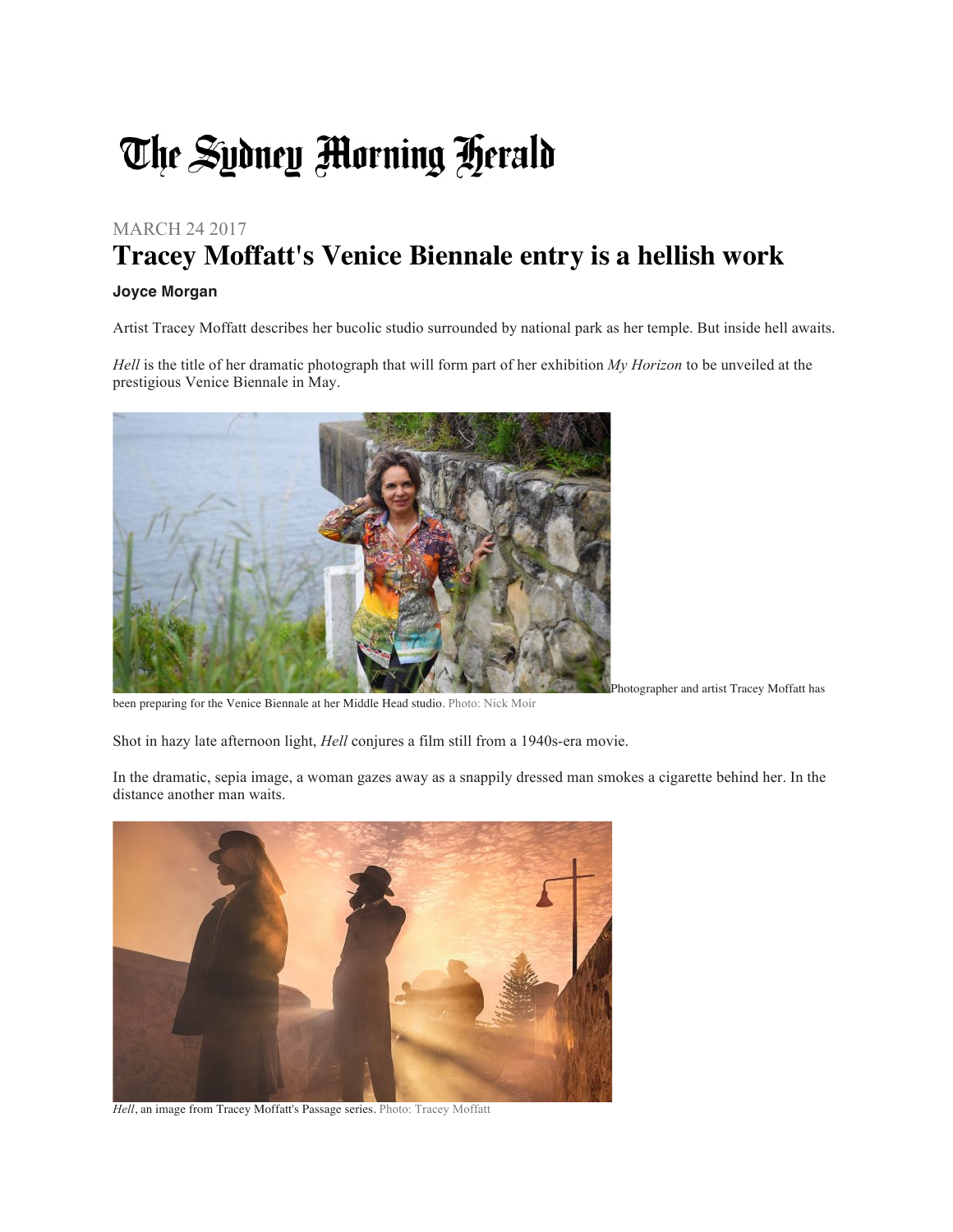# The Sydney Morning Herald

MARCH 24 2017

## Tracey Moffatt's Venice Biennale entry is a hellish work

**Joyce Morgan**

Artist Tracey Moffatt describes her bucolic studio surrounded by national park as her temple. But inside hell awaits.

*Hell* is the title of her dramatic photograph that will form part of her exhibition *My Horizon* to be unveiled at the prestigious Venice Biennale in May.

Photographer and artist Tracey Moffatt has been preparing for the Venice Biennale at her Middle Head studio. Photo: Nick Moir

Shot in hazy late afternoon light, *Hell* conjures a film still from a 1940s-era movie.

In the dramatic, sepia image, a woman gazes away as a snappily dressed man smokes a cigarette behind her. In the distance another man waits.

*Hell*, an image from Tracey Moffatt's Passage series. Photo: Tracey Moffatt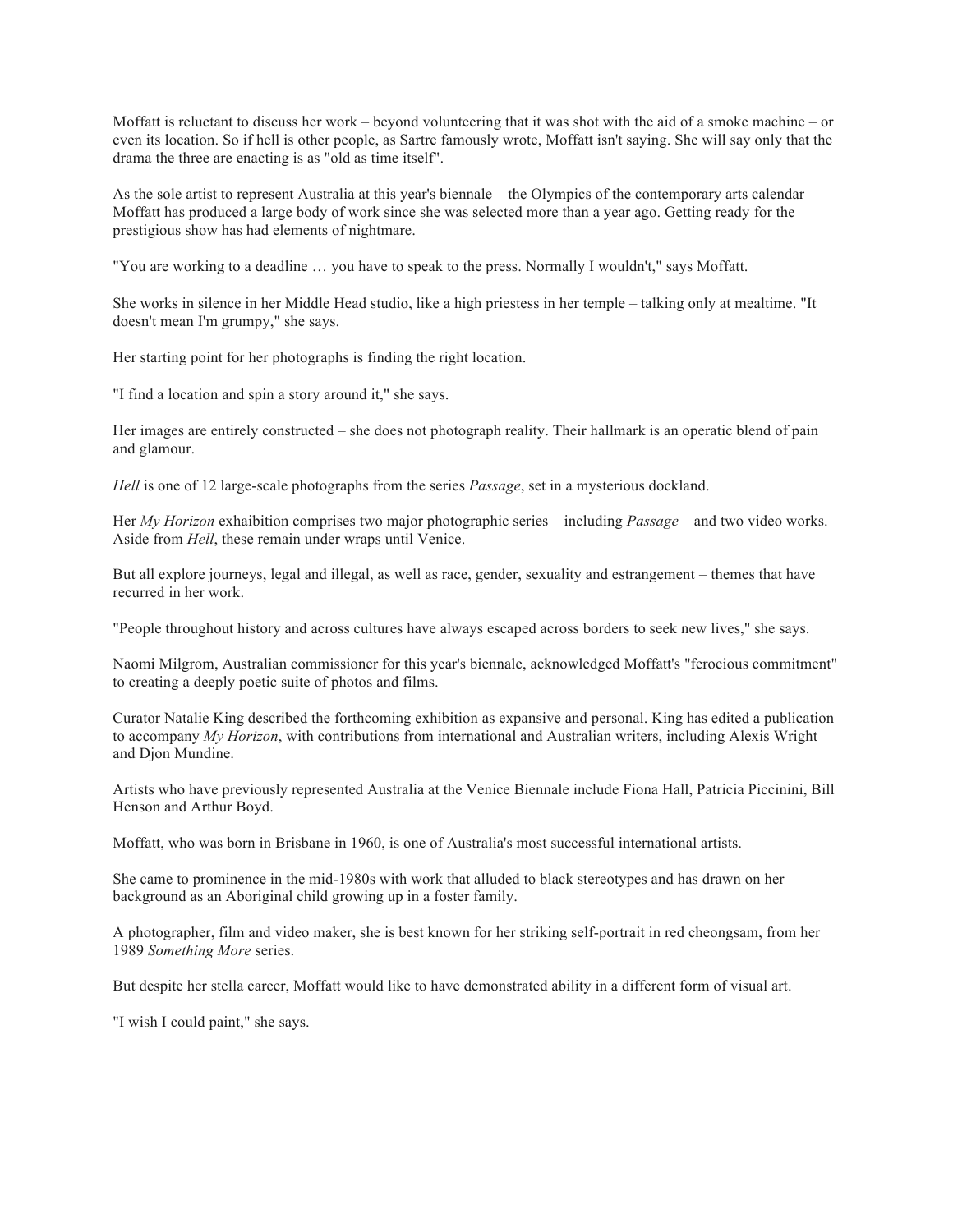Moffatt is reluctant to discuss her work – beyond volunteering that it was shot with the aid of a smoke machine – or even its location. So if hell is other people, as Sartre famously wrote, Moffatt isn't saying. She will say only that the drama the three are enacting is as "old as time itself".

As the sole artist to represent Australia at this year's biennale – the Olympics of the contemporary arts calendar – Moffatt has produced a large body of work since she was selected more than a year ago. Getting ready for the prestigious show has had elements of nightmare.

"You are working to a deadline … you have to speak to the press. Normally I wouldn't," says Moffatt.

She works in silence in her Middle Head studio, like a high priestess in her temple – talking only at mealtime. "It doesn't mean I'm grumpy," she says.

Her starting point for her photographs is finding the right location.

"I find a location and spin a story around it," she says.

Her images are entirely constructed – she does not photograph reality. Their hallmark is an operatic blend of pain and glamour.

*Hell* is one of 12 large-scale photographs from the series *Passage*, set in a mysterious dockland.

Her *My Horizon* exhaibition comprises two major photographic series – including *Passage* – and two video works. Aside from *Hell*, these remain under wraps until Venice.

But all explore journeys, legal and illegal, as well as race, gender, sexuality and estrangement – themes that have recurred in her work.

"People throughout history and across cultures have always escaped across borders to seek new lives," she says.

Naomi Milgrom, Australian commissioner for this year's biennale, acknowledged Moffatt's "ferocious commitment" to creating a deeply poetic suite of photos and films.

Curator Natalie King described the forthcoming exhibition as expansive and personal. King has edited a publication to accompany *My Horizon*, with contributions from international and Australian writers, including Alexis Wright and Djon Mundine.

Artists who have previously represented Australia at the Venice Biennale include Fiona Hall, Patricia Piccinini, Bill Henson and Arthur Boyd.

Moffatt, who was born in Brisbane in 1960, is one of Australia's most successful international artists.

She came to prominence in the mid-1980s with work that alluded to black stereotypes and has drawn on her background as an Aboriginal child growing up in a foster family.

A photographer, film and video maker, she is best known for her striking self-portrait in red cheongsam, from her 1989 *Something More* series.

But despite her stella career, Moffatt would like to have demonstrated ability in a different form of visual art.

"I wish I could paint," she says.